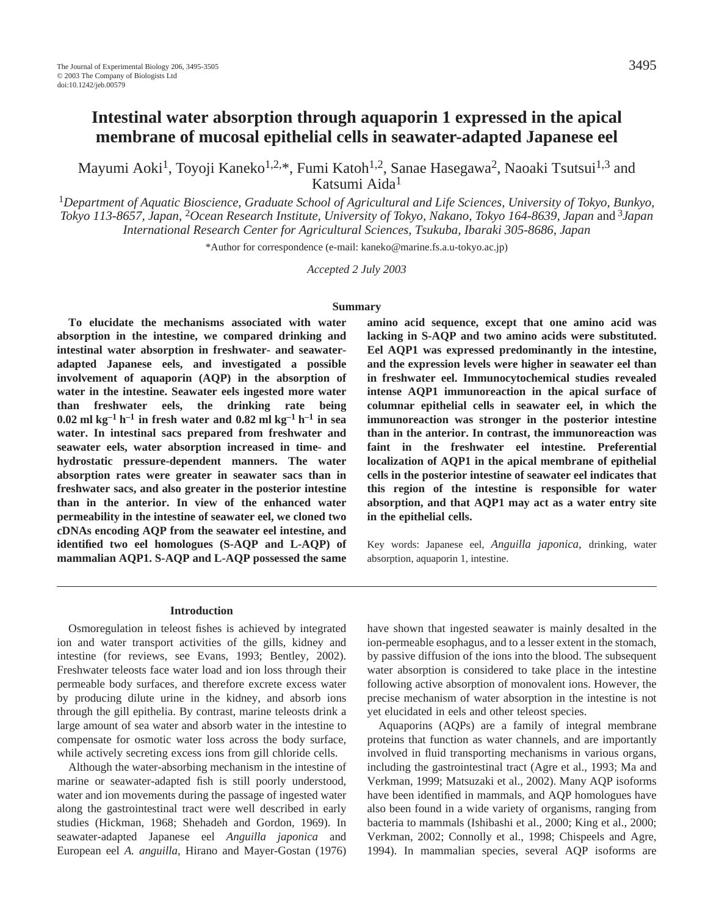# Intestinal water absorption through aquaporin 1 expressed in the apical membrane of mucosal epithelial cells in seawater-adapted Japanese eel

Mayumi Aoki[1], Toyoji Kaneko[1,2,*], Fumi Katoh[1,2], Sanae Hasegawa[2], Naoaki Tsutsui[1,3] and Katsumi Aida[1]

[1]*Department of Aquatic Bioscience, Graduate School of Agricultural and Life Sciences, University of Tokyo, Bunkyo, Tokyo 113-8657, Japan,* [2]*Ocean Research Institute, University of Tokyo, Nakano, Tokyo 164-8639, Japan* and [3]*Japan International Research Center for Agricultural Sciences, Tsukuba, Ibaraki 305-8686, Japan*

*Author for correspondence (e-mail: kaneko@marine.fs.a.u-tokyo.ac.jp)

*Accepted 2 July 2003*

## Summary

**To elucidate the mechanisms associated with water absorption in the intestine, we compared drinking and intestinal water absorption in freshwater- and seawater-adapted Japanese eels, and investigated a possible involvement of aquaporin (AQP) in the absorption of water in the intestine. Seawater eels ingested more water than freshwater eels, the drinking rate being 0.02 ml kg$^{-1}$ h$^{-1}$ in fresh water and 0.82 ml kg$^{-1}$ h$^{-1}$ in sea water. In intestinal sacs prepared from freshwater and seawater eels, water absorption increased in time- and hydrostatic pressure-dependent manners. The water absorption rates were greater in seawater sacs than in freshwater sacs, and also greater in the posterior intestine than in the anterior. In view of the enhanced water permeability in the intestine of the seawater eel, we cloned two cDNAs encoding AQP from the seawater eel intestine, and identified two eel homologues (S-AQP and L-AQP) of mammalian AQP1. S-AQP and L-AQP possessed the same amino acid sequence, except that one amino acid was lacking in S-AQP and two amino acids were substituted. Eel AQP1 was expressed predominantly in the intestine, and the expression levels were higher in seawater eel than in freshwater eel. Immunocytochemical studies revealed intense AQP1 immunoreaction in the apical surface of columnar epithelial cells in seawater eel, in which the immunoreaction was stronger in the posterior intestine than in the anterior. In contrast, the immunoreaction was faint in the freshwater eel intestine. Preferential localization of AQP1 in the apical membrane of epithelial cells in the posterior intestine of seawater eel indicates that this region of the intestine is responsible for water absorption, and that AQP1 may act as a water entry site in the epithelial cells.**

Key words: Japanese eel, *Anguilla japonica*, drinking, water absorption, aquaporin 1, intestine.

## Introduction

Osmoregulation in teleost fishes is achieved by integrated ion and water transport activities of the gills, kidney and intestine (for reviews, see Evans, 1993; Bentley, 2002). Freshwater teleosts face water load and ion loss through their permeable body surfaces, and therefore excrete excess water by producing dilute urine in the kidney, and absorb ions through the gill epithelia. By contrast, marine teleosts drink a large amount of sea water and absorb water in the intestine to compensate for osmotic water loss across the body surface, while actively secreting excess ions from gill chloride cells.

Although the water-absorbing mechanism in the intestine of marine or seawater-adapted fish is still poorly understood, water and ion movements during the passage of ingested water along the gastrointestinal tract were well described in early studies (Hickman, 1968; Shehadeh and Gordon, 1969). In seawater-adapted Japanese eel *Anguilla japonica* and European eel *A. anguilla*, Hirano and Mayer-Gostan (1976) have shown that ingested seawater is mainly desalted in the ion-permeable esophagus, and to a lesser extent in the stomach, by passive diffusion of the ions into the blood. The subsequent water absorption is considered to take place in the intestine following active absorption of monovalent ions. However, the precise mechanism of water absorption in the intestine is not yet elucidated in eels and other teleost species.

Aquaporins (AQPs) are a family of integral membrane proteins that function as water channels, and are importantly involved in fluid transporting mechanisms in various organs, including the gastrointestinal tract (Agre et al., 1993; Ma and Verkman, 1999; Matsuzaki et al., 2002). Many AQP isoforms have been identified in mammals, and AQP homologues have also been found in a wide variety of organisms, ranging from bacteria to mammals (Ishibashi et al., 2000; King et al., 2000; Verkman, 2002; Connolly et al., 1998; Chispeels and Agre, 1994). In mammalian species, several AQP isoforms are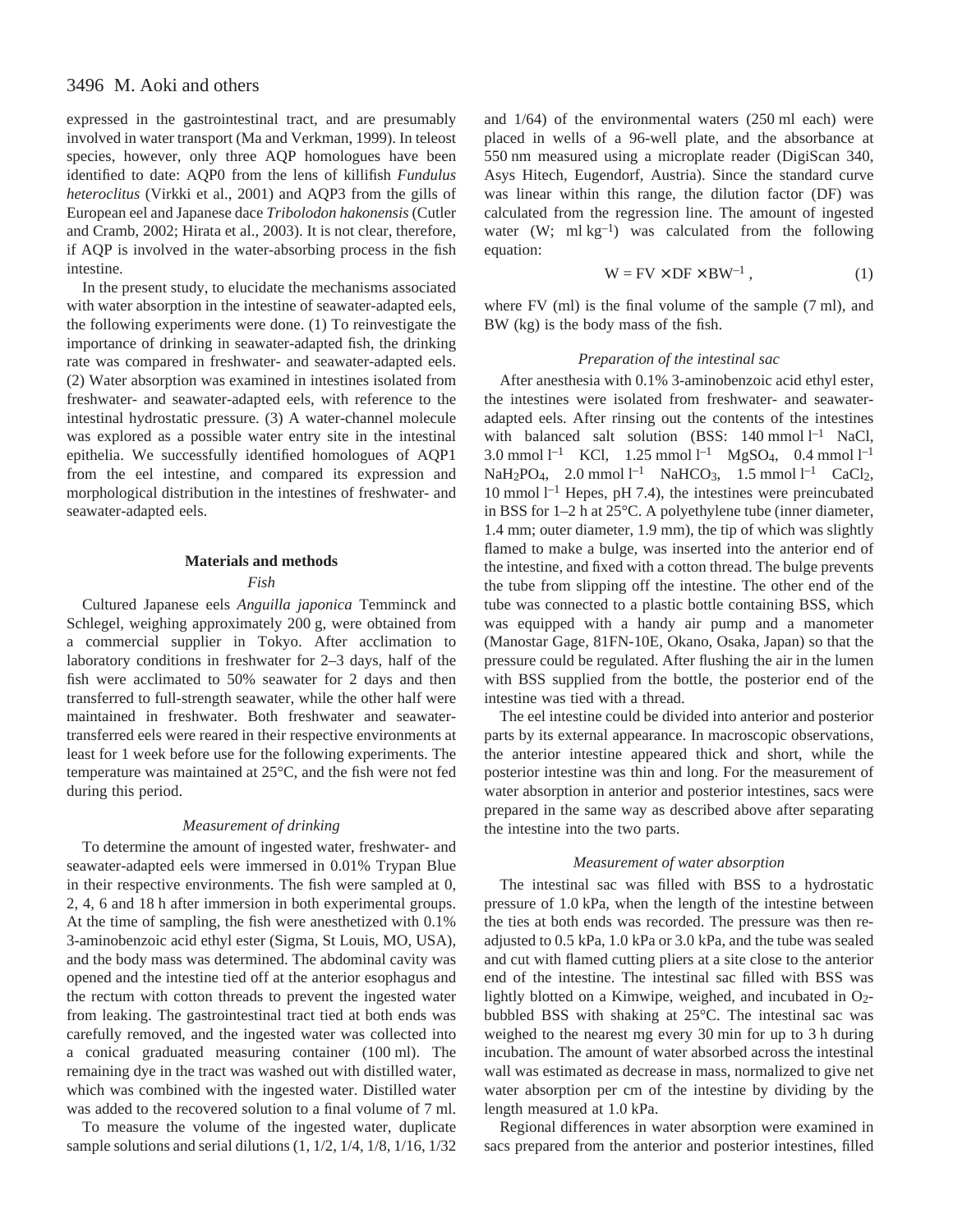expressed in the gastrointestinal tract, and are presumably involved in water transport (Ma and Verkman, 1999). In teleost species, however, only three AQP homologues have been identified to date: AQP0 from the lens of killifish *Fundulus heteroclitus* (Virkki et al., 2001) and AQP3 from the gills of European eel and Japanese dace *Tribolodon hakonensis* (Cutler and Cramb, 2002; Hirata et al., 2003). It is not clear, therefore, if AQP is involved in the water-absorbing process in the fish intestine.

In the present study, to elucidate the mechanisms associated with water absorption in the intestine of seawater-adapted eels, the following experiments were done. (1) To reinvestigate the importance of drinking in seawater-adapted fish, the drinking rate was compared in freshwater- and seawater-adapted eels. (2) Water absorption was examined in intestines isolated from freshwater- and seawater-adapted eels, with reference to the intestinal hydrostatic pressure. (3) A water-channel molecule was explored as a possible water entry site in the intestinal epithelia. We successfully identified homologues of AQP1 from the eel intestine, and compared its expression and morphological distribution in the intestines of freshwater- and seawater-adapted eels.

## Materials and methods

### Fish

Cultured Japanese eels *Anguilla japonica* Temminck and Schlegel, weighing approximately 200 g, were obtained from a commercial supplier in Tokyo. After acclimation to laboratory conditions in freshwater for 2–3 days, half of the fish were acclimated to 50% seawater for 2 days and then transferred to full-strength seawater, while the other half were maintained in freshwater. Both freshwater and seawater-transferred eels were reared in their respective environments at least for 1 week before use for the following experiments. The temperature was maintained at 25°C, and the fish were not fed during this period.

### Measurement of drinking

To determine the amount of ingested water, freshwater- and seawater-adapted eels were immersed in 0.01% Trypan Blue in their respective environments. The fish were sampled at 0, 2, 4, 6 and 18 h after immersion in both experimental groups. At the time of sampling, the fish were anesthetized with 0.1% 3-aminobenzoic acid ethyl ester (Sigma, St Louis, MO, USA), and the body mass was determined. The abdominal cavity was opened and the intestine tied off at the anterior esophagus and the rectum with cotton threads to prevent the ingested water from leaking. The gastrointestinal tract tied at both ends was carefully removed, and the ingested water was collected into a conical graduated measuring container (100 ml). The remaining dye in the tract was washed out with distilled water, which was combined with the ingested water. Distilled water was added to the recovered solution to a final volume of 7 ml.

To measure the volume of the ingested water, duplicate sample solutions and serial dilutions (1, 1/2, 1/4, 1/8, 1/16, 1/32 and 1/64) of the environmental waters (250 ml each) were placed in wells of a 96-well plate, and the absorbance at 550 nm measured using a microplate reader (DigiScan 340, Asys Hitech, Eugendorf, Austria). Since the standard curve was linear within this range, the dilution factor (DF) was calculated from the regression line. The amount of ingested water (W; ml $kg^{-1}$) was calculated from the following equation:

$$W = FV \times DF \times BW^{-1}, \tag{1}$$

where FV (ml) is the final volume of the sample (7 ml), and BW (kg) is the body mass of the fish.

### Preparation of the intestinal sac

After anesthesia with 0.1% 3-aminobenzoic acid ethyl ester, the intestines were isolated from freshwater- and seawater-adapted eels. After rinsing out the contents of the intestines with balanced salt solution (BSS: 140 mmol $l^{-1}$ NaCl, 3.0 mmol $l^{-1}$ KCl, 1.25 mmol $l^{-1}$ $MgSO_4$, 0.4 mmol $l^{-1}$ $NaH_2PO_4$, 2.0 mmol $l^{-1}$ $NaHCO_3$, 1.5 mmol $l^{-1}$ $CaCl_2$, 10 mmol $l^{-1}$ Hepes, pH 7.4), the intestines were preincubated in BSS for 1–2 h at 25°C. A polyethylene tube (inner diameter, 1.4 mm; outer diameter, 1.9 mm), the tip of which was slightly flamed to make a bulge, was inserted into the anterior end of the intestine, and fixed with a cotton thread. The bulge prevents the tube from slipping off the intestine. The other end of the tube was connected to a plastic bottle containing BSS, which was equipped with a handy air pump and a manometer (Manostar Gage, 81FN-10E, Okano, Osaka, Japan) so that the pressure could be regulated. After flushing the air in the lumen with BSS supplied from the bottle, the posterior end of the intestine was tied with a thread.

The eel intestine could be divided into anterior and posterior parts by its external appearance. In macroscopic observations, the anterior intestine appeared thick and short, while the posterior intestine was thin and long. For the measurement of water absorption in anterior and posterior intestines, sacs were prepared in the same way as described above after separating the intestine into the two parts.

### Measurement of water absorption

The intestinal sac was filled with BSS to a hydrostatic pressure of 1.0 kPa, when the length of the intestine between the ties at both ends was recorded. The pressure was then re-adjusted to 0.5 kPa, 1.0 kPa or 3.0 kPa, and the tube was sealed and cut with flamed cutting pliers at a site close to the anterior end of the intestine. The intestinal sac filled with BSS was lightly blotted on a Kimwipe, weighed, and incubated in $O_2$-bubbled BSS with shaking at 25°C. The intestinal sac was weighed to the nearest mg every 30 min for up to 3 h during incubation. The amount of water absorbed across the intestinal wall was estimated as decrease in mass, normalized to give net water absorption per cm of the intestine by dividing by the length measured at 1.0 kPa.

Regional differences in water absorption were examined in sacs prepared from the anterior and posterior intestines, filled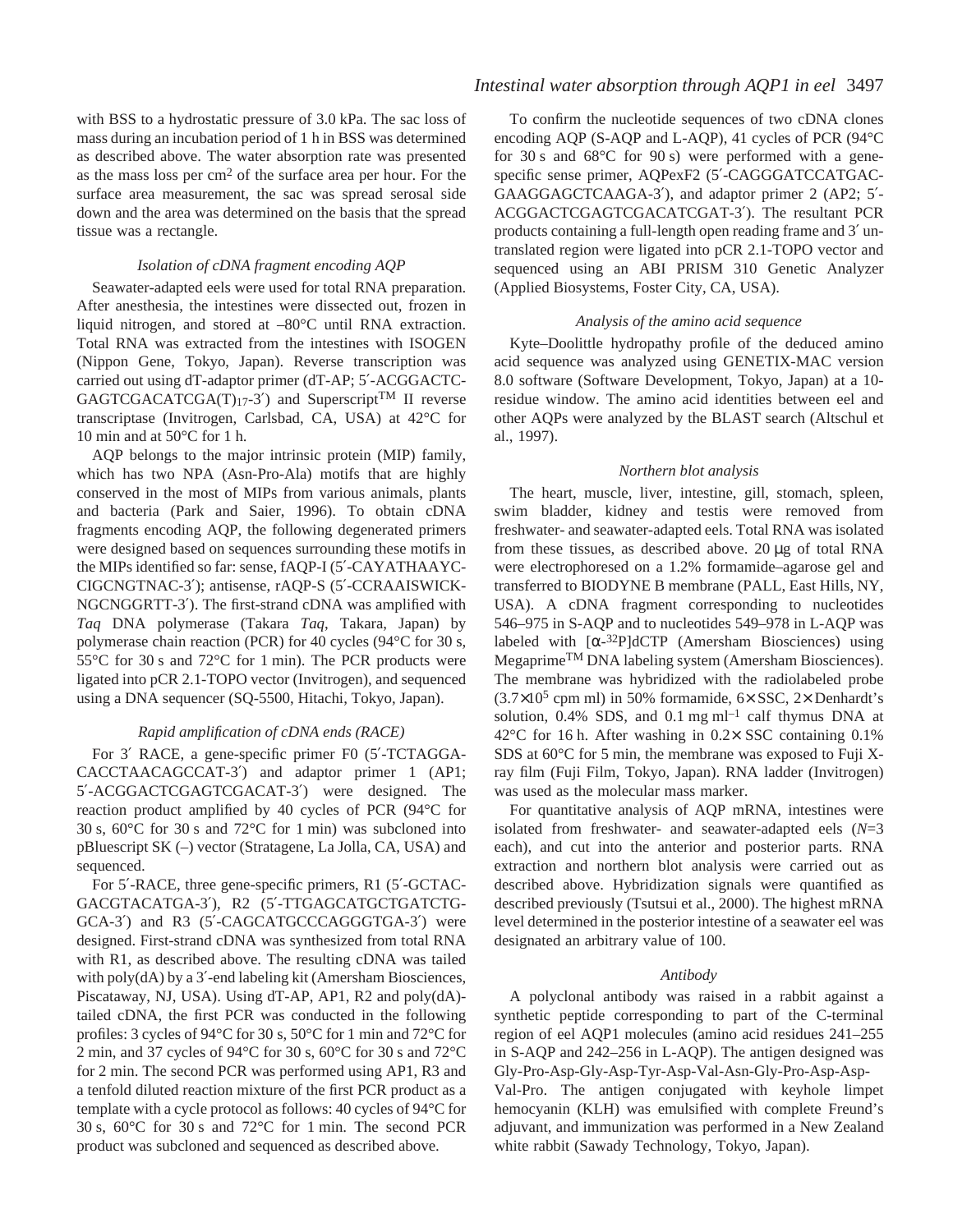with BSS to a hydrostatic pressure of 3.0 kPa. The sac loss of mass during an incubation period of 1 h in BSS was determined as described above. The water absorption rate was presented as the mass loss per $cm^2$ of the surface area per hour. For the surface area measurement, the sac was spread serosal side down and the area was determined on the basis that the spread tissue was a rectangle.

### *Isolation of cDNA fragment encoding AQP*

Seawater-adapted eels were used for total RNA preparation. After anesthesia, the intestines were dissected out, frozen in liquid nitrogen, and stored at –80°C until RNA extraction. Total RNA was extracted from the intestines with ISOGEN (Nippon Gene, Tokyo, Japan). Reverse transcription was carried out using dT-adaptor primer (dT-AP; 5′-ACGGACTC-GAGTCGACATCGA$(T)_{17}$-3′) and Superscript™ II reverse transcriptase (Invitrogen, Carlsbad, CA, USA) at 42°C for 10 min and at 50°C for 1 h.

AQP belongs to the major intrinsic protein (MIP) family, which has two NPA (Asn-Pro-Ala) motifs that are highly conserved in the most of MIPs from various animals, plants and bacteria (Park and Saier, 1996). To obtain cDNA fragments encoding AQP, the following degenerated primers were designed based on sequences surrounding these motifs in the MIPs identified so far: sense, fAQP-I (5′-CAYATHAAYC-CIGCNGTNAC-3′); antisense, rAQP-S (5′-CCRAAISWICK-NGCNGGRTT-3′). The first-strand cDNA was amplified with *Taq* DNA polymerase (Takara *Taq*, Takara, Japan) by polymerase chain reaction (PCR) for 40 cycles (94°C for 30 s, 55°C for 30 s and 72°C for 1 min). The PCR products were ligated into pCR 2.1-TOPO vector (Invitrogen), and sequenced using a DNA sequencer (SQ-5500, Hitachi, Tokyo, Japan).

### *Rapid amplification of cDNA ends (RACE)*

For 3′ RACE, a gene-specific primer F0 (5′-TCTAGGA-CACCTAACAGCCAT-3′) and adaptor primer 1 (AP1; 5′-ACGGACTCGAGTCGACAT-3′) were designed. The reaction product amplified by 40 cycles of PCR (94°C for 30 s, 60°C for 30 s and 72°C for 1 min) was subcloned into pBluescript SK (–) vector (Stratagene, La Jolla, CA, USA) and sequenced.

For 5′-RACE, three gene-specific primers, R1 (5′-GCTAC-GACGTACATGA-3′), R2 (5′-TTGAGCATGCTGATCTG-GCA-3′) and R3 (5′-CAGCATGCCCAGGGTGA-3′) were designed. First-strand cDNA was synthesized from total RNA with R1, as described above. The resulting cDNA was tailed with poly(dA) by a 3′-end labeling kit (Amersham Biosciences, Piscataway, NJ, USA). Using dT-AP, AP1, R2 and poly(dA)-tailed cDNA, the first PCR was conducted in the following profiles: 3 cycles of 94°C for 30 s, 50°C for 1 min and 72°C for 2 min, and 37 cycles of 94°C for 30 s, 60°C for 30 s and 72°C for 2 min. The second PCR was performed using AP1, R3 and a tenfold diluted reaction mixture of the first PCR product as a template with a cycle protocol as follows: 40 cycles of 94°C for 30 s, 60°C for 30 s and 72°C for 1 min. The second PCR product was subcloned and sequenced as described above.

To confirm the nucleotide sequences of two cDNA clones encoding AQP (S-AQP and L-AQP), 41 cycles of PCR (94°C for 30 s and 68°C for 90 s) were performed with a gene-specific sense primer, AQPexF2 (5′-CAGGGATCCATGAC-GAAGGAGCTCAAGA-3′), and adaptor primer 2 (AP2; 5′-ACGGACTCGAGTCGACATCGAT-3′). The resultant PCR products containing a full-length open reading frame and 3′ un-translated region were ligated into pCR 2.1-TOPO vector and sequenced using an ABI PRISM 310 Genetic Analyzer (Applied Biosystems, Foster City, CA, USA).

### *Analysis of the amino acid sequence*

Kyte–Doolittle hydropathy profile of the deduced amino acid sequence was analyzed using GENETIX-MAC version 8.0 software (Software Development, Tokyo, Japan) at a 10-residue window. The amino acid identities between eel and other AQPs were analyzed by the BLAST search (Altschul et al., 1997).

### *Northern blot analysis*

The heart, muscle, liver, intestine, gill, stomach, spleen, swim bladder, kidney and testis were removed from freshwater- and seawater-adapted eels. Total RNA was isolated from these tissues, as described above. 20 μg of total RNA were electrophoresed on a 1.2% formamide–agarose gel and transferred to BIODYNE B membrane (PALL, East Hills, NY, USA). A cDNA fragment corresponding to nucleotides 546–975 in S-AQP and to nucleotides 549–978 in L-AQP was labeled with [α-$^{32}$P]dCTP (Amersham Biosciences) using Megaprime™ DNA labeling system (Amersham Biosciences). The membrane was hybridized with the radiolabeled probe ($3.7\times10^5$ cpm ml) in 50% formamide, 6× SSC, 2× Denhardt's solution, 0.4% SDS, and 0.1 mg $ml^{-1}$ calf thymus DNA at 42°C for 16 h. After washing in 0.2× SSC containing 0.1% SDS at 60°C for 5 min, the membrane was exposed to Fuji X-ray film (Fuji Film, Tokyo, Japan). RNA ladder (Invitrogen) was used as the molecular mass marker.

For quantitative analysis of AQP mRNA, intestines were isolated from freshwater- and seawater-adapted eels ($N$=3 each), and cut into the anterior and posterior parts. RNA extraction and northern blot analysis were carried out as described above. Hybridization signals were quantified as described previously (Tsutsui et al., 2000). The highest mRNA level determined in the posterior intestine of a seawater eel was designated an arbitrary value of 100.

### *Antibody*

A polyclonal antibody was raised in a rabbit against a synthetic peptide corresponding to part of the C-terminal region of eel AQP1 molecules (amino acid residues 241–255 in S-AQP and 242–256 in L-AQP). The antigen designed was Gly-Pro-Asp-Gly-Asp-Tyr-Asp-Val-Asn-Gly-Pro-Asp-Asp-Val-Pro. The antigen conjugated with keyhole limpet hemocyanin (KLH) was emulsified with complete Freund's adjuvant, and immunization was performed in a New Zealand white rabbit (Sawady Technology, Tokyo, Japan).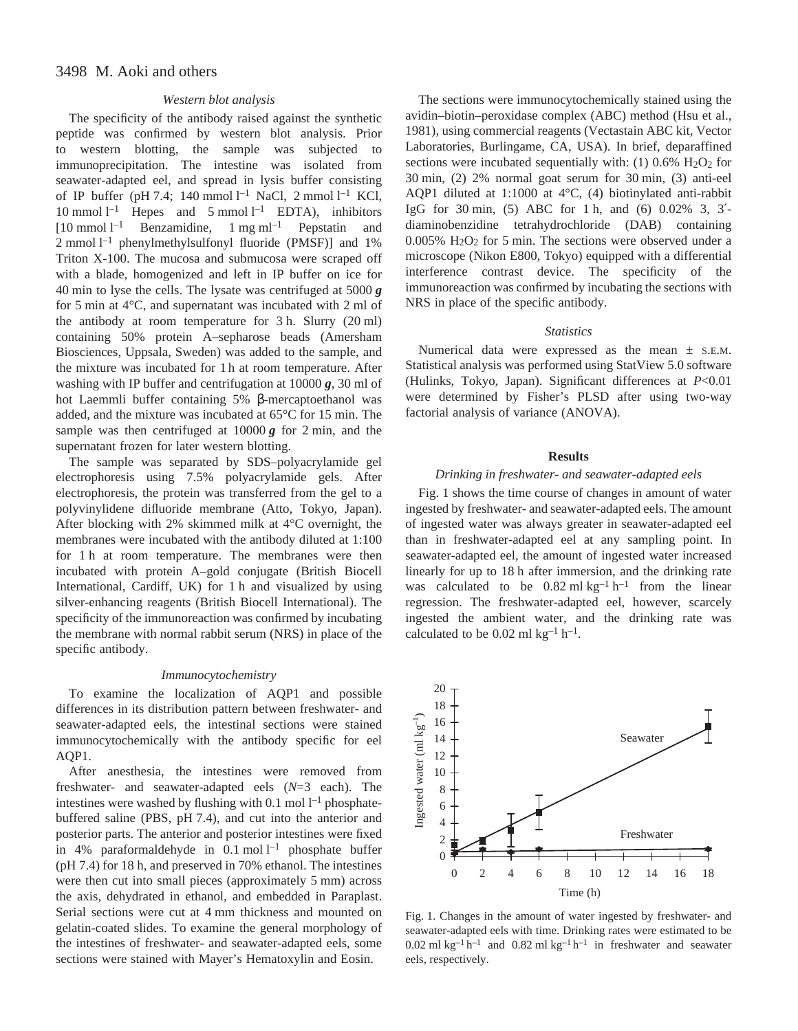### Western blot analysis

The specificity of the antibody raised against the synthetic peptide was confirmed by western blot analysis. Prior to western blotting, the sample was subjected to immunoprecipitation. The intestine was isolated from seawater-adapted eel, and spread in lysis buffer consisting of IP buffer (pH 7.4; 140 mmol $l^{-1}$ NaCl, 2 mmol $l^{-1}$ KCl, 10 mmol $l^{-1}$ Hepes and 5 mmol $l^{-1}$ EDTA), inhibitors [10 mmol $l^{-1}$ Benzamidine, 1 mg $ml^{-1}$ Pepstatin and 2 mmol $l^{-1}$ phenylmethylsulfonyl fluoride (PMSF)] and 1% Triton X-100. The mucosa and submucosa were scraped off with a blade, homogenized and left in IP buffer on ice for 40 min to lyse the cells. The lysate was centrifuged at 5000 ***g*** for 5 min at 4°C, and supernatant was incubated with 2 ml of the antibody at room temperature for 3 h. Slurry (20 ml) containing 50% protein A–sepharose beads (Amersham Biosciences, Uppsala, Sweden) was added to the sample, and the mixture was incubated for 1 h at room temperature. After washing with IP buffer and centrifugation at 10000 ***g***, 30 ml of hot Laemmli buffer containing 5% β-mercaptoethanol was added, and the mixture was incubated at 65°C for 15 min. The sample was then centrifuged at 10000 ***g*** for 2 min, and the supernatant frozen for later western blotting.

The sample was separated by SDS–polyacrylamide gel electrophoresis using 7.5% polyacrylamide gels. After electrophoresis, the protein was transferred from the gel to a polyvinylidene difluoride membrane (Atto, Tokyo, Japan). After blocking with 2% skimmed milk at 4°C overnight, the membranes were incubated with the antibody diluted at 1:100 for 1 h at room temperature. The membranes were then incubated with protein A–gold conjugate (British Biocell International, Cardiff, UK) for 1 h and visualized by using silver-enhancing reagents (British Biocell International). The specificity of the immunoreaction was confirmed by incubating the membrane with normal rabbit serum (NRS) in place of the specific antibody.

### Immunocytochemistry

To examine the localization of AQP1 and possible differences in its distribution pattern between freshwater- and seawater-adapted eels, the intestinal sections were stained immunocytochemically with the antibody specific for eel AQP1.

After anesthesia, the intestines were removed from freshwater- and seawater-adapted eels (*N*=3 each). The intestines were washed by flushing with 0.1 mol $l^{-1}$ phosphate-buffered saline (PBS, pH 7.4), and cut into the anterior and posterior parts. The anterior and posterior intestines were fixed in 4% paraformaldehyde in 0.1 mol $l^{-1}$ phosphate buffer (pH 7.4) for 18 h, and preserved in 70% ethanol. The intestines were then cut into small pieces (approximately 5 mm) across the axis, dehydrated in ethanol, and embedded in Paraplast. Serial sections were cut at 4 mm thickness and mounted on gelatin-coated slides. To examine the general morphology of the intestines of freshwater- and seawater-adapted eels, some sections were stained with Mayer's Hematoxylin and Eosin.

The sections were immunocytochemically stained using the avidin–biotin–peroxidase complex (ABC) method (Hsu et al., 1981), using commercial reagents (Vectastain ABC kit, Vector Laboratories, Burlingame, CA, USA). In brief, deparaffined sections were incubated sequentially with: (1) 0.6% $H_2O_2$ for 30 min, (2) 2% normal goat serum for 30 min, (3) anti-eel AQP1 diluted at 1:1000 at 4°C, (4) biotinylated anti-rabbit IgG for 30 min, (5) ABC for 1 h, and (6) 0.02% 3, 3′-diaminobenzidine tetrahydrochloride (DAB) containing 0.005% $H_2O_2$ for 5 min. The sections were observed under a microscope (Nikon E800, Tokyo) equipped with a differential interference contrast device. The specificity of the immunoreaction was confirmed by incubating the sections with NRS in place of the specific antibody.

### Statistics

Numerical data were expressed as the mean ± S.E.M. Statistical analysis was performed using StatView 5.0 software (Hulinks, Tokyo, Japan). Significant differences at $P<0.01$ were determined by Fisher's PLSD after using two-way factorial analysis of variance (ANOVA).

## Results

### Drinking in freshwater- and seawater-adapted eels

Fig. 1 shows the time course of changes in amount of water ingested by freshwater- and seawater-adapted eels. The amount of ingested water was always greater in seawater-adapted eel than in freshwater-adapted eel at any sampling point. In seawater-adapted eel, the amount of ingested water increased linearly for up to 18 h after immersion, and the drinking rate was calculated to be 0.82 ml $kg^{-1}$ $h^{-1}$ from the linear regression. The freshwater-adapted eel, however, scarcely ingested the ambient water, and the drinking rate was calculated to be 0.02 ml $kg^{-1}$ $h^{-1}$.

Fig. 1. Changes in the amount of water ingested by freshwater- and seawater-adapted eels with time. Drinking rates were estimated to be 0.02 ml $kg^{-1}$ $h^{-1}$ and 0.82 ml $kg^{-1}$ $h^{-1}$ in freshwater and seawater eels, respectively.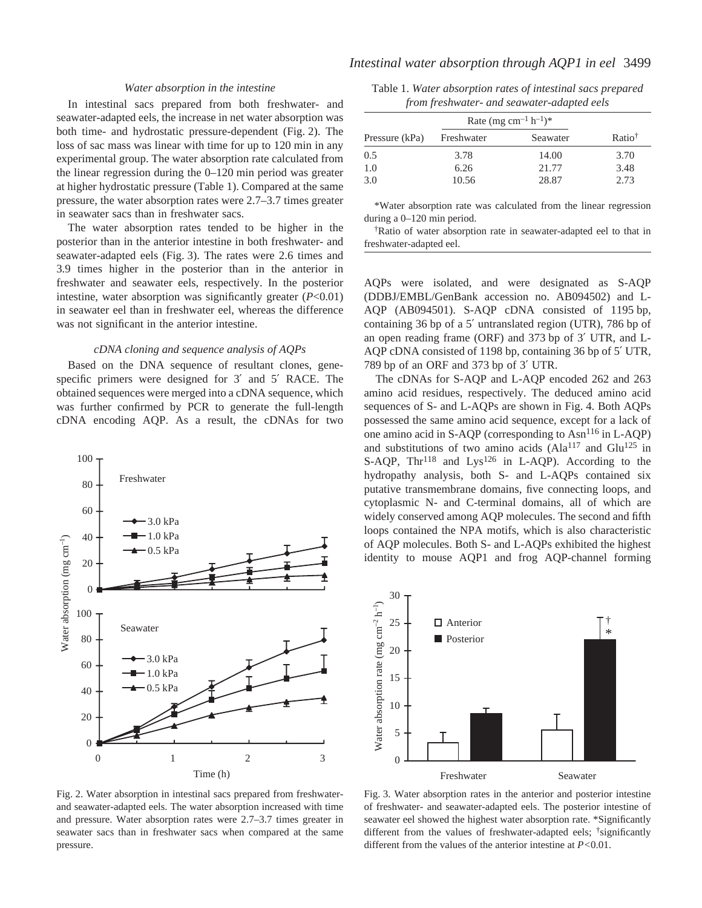### Water absorption in the intestine

In intestinal sacs prepared from both freshwater- and seawater-adapted eels, the increase in net water absorption was both time- and hydrostatic pressure-dependent (Fig. 2). The loss of sac mass was linear with time for up to 120 min in any experimental group. The water absorption rate calculated from the linear regression during the 0–120 min period was greater at higher hydrostatic pressure (Table 1). Compared at the same pressure, the water absorption rates were 2.7–3.7 times greater in seawater sacs than in freshwater sacs.

The water absorption rates tended to be higher in the posterior than in the anterior intestine in both freshwater- and seawater-adapted eels (Fig. 3). The rates were 2.6 times and 3.9 times higher in the posterior than in the anterior in freshwater and seawater eels, respectively. In the posterior intestine, water absorption was significantly greater ($P<0.01$) in seawater eel than in freshwater eel, whereas the difference was not significant in the anterior intestine.

Table 1. *Water absorption rates of intestinal sacs prepared from freshwater- and seawater-adapted eels*

| Pressure (kPa) | Rate (mg cm$^{-1}$ h$^{-1}$)* | | Ratio† |
|---|---|---|---|
| | Freshwater | Seawater | |
| 0.5 | 3.78 | 14.00 | 3.70 |
| 1.0 | 6.26 | 21.77 | 3.48 |
| 3.0 | 10.56 | 28.87 | 2.73 |

*Water absorption rate was calculated from the linear regression during a 0–120 min period.

†Ratio of water absorption rate in seawater-adapted eel to that in freshwater-adapted eel.

### cDNA cloning and sequence analysis of AQPs

Based on the DNA sequence of resultant clones, gene-specific primers were designed for 3′ and 5′ RACE. The obtained sequences were merged into a cDNA sequence, which was further confirmed by PCR to generate the full-length cDNA encoding AQP. As a result, the cDNAs for two AQPs were isolated, and were designated as S-AQP (DDBJ/EMBL/GenBank accession no. AB094502) and L-AQP (AB094501). S-AQP cDNA consisted of 1195 bp, containing 36 bp of a 5′ untranslated region (UTR), 786 bp of an open reading frame (ORF) and 373 bp of 3′ UTR, and L-AQP cDNA consisted of 1198 bp, containing 36 bp of 5′ UTR, 789 bp of an ORF and 373 bp of 3′ UTR.

The cDNAs for S-AQP and L-AQP encoded 262 and 263 amino acid residues, respectively. The deduced amino acid sequences of S- and L-AQPs are shown in Fig. 4. Both AQPs possessed the same amino acid sequence, except for a lack of one amino acid in S-AQP (corresponding to Asn$^{116}$ in L-AQP) and substitutions of two amino acids (Ala$^{117}$ and Glu$^{125}$ in S-AQP, Thr$^{118}$ and Lys$^{126}$ in L-AQP). According to the hydropathy analysis, both S- and L-AQPs contained six putative transmembrane domains, five connecting loops, and cytoplasmic N- and C-terminal domains, all of which are widely conserved among AQP molecules. The second and fifth loops contained the NPA motifs, which is also characteristic of AQP molecules. Both S- and L-AQPs exhibited the highest identity to mouse AQP1 and frog AQP-channel forming

Fig. 2. Water absorption in intestinal sacs prepared from freshwater- and seawater-adapted eels. The water absorption increased with time and pressure. Water absorption rates were 2.7–3.7 times greater in seawater sacs than in freshwater sacs when compared at the same pressure.

Fig. 3. Water absorption rates in the anterior and posterior intestine of freshwater- and seawater-adapted eels. The posterior intestine of seawater eel showed the highest water absorption rate. *Significantly different from the values of freshwater-adapted eels; †significantly different from the values of the anterior intestine at $P<0.01$.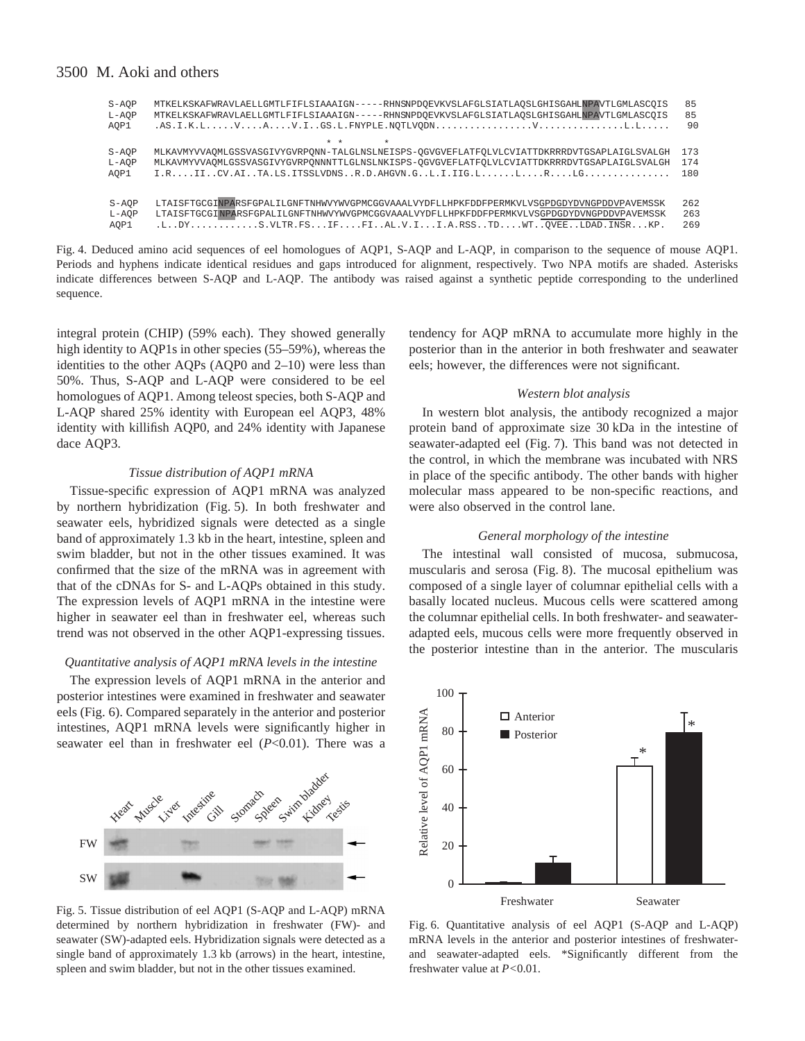```
S-AQP   MTKELKSKAFWRAVLAELLGMTLFIFLSIAAAIGN-----RHNSNPDQEVKVSLAFGLSIATLAQSLGHISGAHLNPAVTLGMLASCQIS   85
L-AQP   MTKELKSKAFWRAVLAELLGMTLFIFLSIAAAIGN-----RHNSNPDQEVKVSLAFGLSIATLAQSLGHISGAHLNPAVTLGMLASCQIS   85
AQP1    .AS.I.K.L.....V....A....V.I..GS.L.FNYPLE.NQTLVQDN................V...............L.L.....   90
                                              * *         *
S-AQP   MLKAVMYVVAQMLGSSVASGIVYGVRPQNN-TALGLNSLNEISPS-QGVGVEFLATFQLVLCVIATTDKRRRDVTGSAPLAIGLSVALGH  173
L-AQP   MLKAVMYVVAQMLGSSVASGIVYGVRPQNNNTTLGLNSLNKISPS-QGVGVEFLATFQLVLCVIATTDKRRRDVTGSAPLAIGLSVALGH  174
AQP1    I.R....II..CV.AI..TA.LS.ITSSLVDNS..R.D.AHGVN.G..L.I.IIG.L......L....R....LG..............  180

S-AQP   LTAISFTGCGINPARSFGPALILGNFTNHWVYWVGPMCGGVAAALVYDFLLHPKFDDFPERMKVLVSGPDGDYDVNGPDDVPAVEMSSK  262
L-AQP   LTAISFTGCGINPARSFGPALILGNFTNHWVYWVGPMCGGVAAALVYDFLLHPKFDDFPERMKVLVSGPDGDYDVNGPDDVPAVEMSSK  263
AQP1    .L..DY............S.VLTR.FS...IF....FI..AL.V.I...I.A.RSS..TD....WT..QVEE..LDAD.INSR...KP.  269
```

Fig. 4. Deduced amino acid sequences of eel homologues of AQP1, S-AQP and L-AQP, in comparison to the sequence of mouse AQP1. Periods and hyphens indicate identical residues and gaps introduced for alignment, respectively. Two NPA motifs are shaded. Asterisks indicate differences between S-AQP and L-AQP. The antibody was raised against a synthetic peptide corresponding to the underlined sequence.

integral protein (CHIP) (59% each). They showed generally high identity to AQP1s in other species (55–59%), whereas the identities to the other AQPs (AQP0 and 2–10) were less than 50%. Thus, S-AQP and L-AQP were considered to be eel homologues of AQP1. Among teleost species, both S-AQP and L-AQP shared 25% identity with European eel AQP3, 48% identity with killifish AQP0, and 24% identity with Japanese dace AQP3.

### *Tissue distribution of AQP1 mRNA*

Tissue-specific expression of AQP1 mRNA was analyzed by northern hybridization (Fig. 5). In both freshwater and seawater eels, hybridized signals were detected as a single band of approximately 1.3 kb in the heart, intestine, spleen and swim bladder, but not in the other tissues examined. It was confirmed that the size of the mRNA was in agreement with that of the cDNAs for S- and L-AQPs obtained in this study. The expression levels of AQP1 mRNA in the intestine were higher in seawater eel than in freshwater eel, whereas such trend was not observed in the other AQP1-expressing tissues.

### *Quantitative analysis of AQP1 mRNA levels in the intestine*

The expression levels of AQP1 mRNA in the anterior and posterior intestines were examined in freshwater and seawater eels (Fig. 6). Compared separately in the anterior and posterior intestines, AQP1 mRNA levels were significantly higher in seawater eel than in freshwater eel ($P<0.01$). There was a tendency for AQP mRNA to accumulate more highly in the posterior than in the anterior in both freshwater and seawater eels; however, the differences were not significant.

Fig. 5. Tissue distribution of eel AQP1 (S-AQP and L-AQP) mRNA determined by northern hybridization in freshwater (FW)- and seawater (SW)-adapted eels. Hybridization signals were detected as a single band of approximately 1.3 kb (arrows) in the heart, intestine, spleen and swim bladder, but not in the other tissues examined.

### *Western blot analysis*

In western blot analysis, the antibody recognized a major protein band of approximate size 30 kDa in the intestine of seawater-adapted eel (Fig. 7). This band was not detected in the control, in which the membrane was incubated with NRS in place of the specific antibody. The other bands with higher molecular mass appeared to be non-specific reactions, and were also observed in the control lane.

### *General morphology of the intestine*

The intestinal wall consisted of mucosa, submucosa, muscularis and serosa (Fig. 8). The mucosal epithelium was composed of a single layer of columnar epithelial cells with a basally located nucleus. Mucous cells were scattered among the columnar epithelial cells. In both freshwater- and seawater-adapted eels, mucous cells were more frequently observed in the posterior intestine than in the anterior. The muscularis

Fig. 6. Quantitative analysis of eel AQP1 (S-AQP and L-AQP) mRNA levels in the anterior and posterior intestines of freshwater- and seawater-adapted eels. *Significantly different from the freshwater value at $P<0.01$.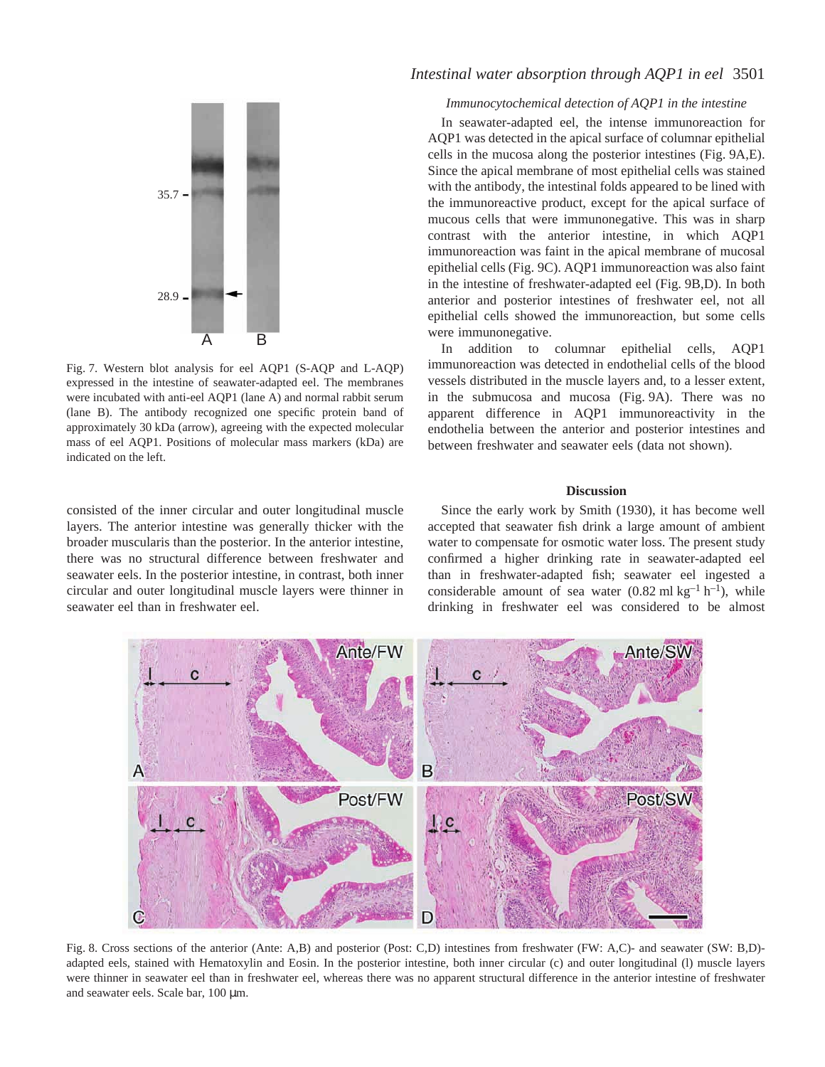Fig. 7. Western blot analysis for eel AQP1 (S-AQP and L-AQP) expressed in the intestine of seawater-adapted eel. The membranes were incubated with anti-eel AQP1 (lane A) and normal rabbit serum (lane B). The antibody recognized one specific protein band of approximately 30 kDa (arrow), agreeing with the expected molecular mass of eel AQP1. Positions of molecular mass markers (kDa) are indicated on the left.

consisted of the inner circular and outer longitudinal muscle layers. The anterior intestine was generally thicker with the broader muscularis than the posterior. In the anterior intestine, there was no structural difference between freshwater and seawater eels. In the posterior intestine, in contrast, both inner circular and outer longitudinal muscle layers were thinner in seawater eel than in freshwater eel.

### *Immunocytochemical detection of AQP1 in the intestine*

In seawater-adapted eel, the intense immunoreaction for AQP1 was detected in the apical surface of columnar epithelial cells in the mucosa along the posterior intestines (Fig. 9A,E). Since the apical membrane of most epithelial cells was stained with the antibody, the intestinal folds appeared to be lined with the immunoreactive product, except for the apical surface of mucous cells that were immunonegative. This was in sharp contrast with the anterior intestine, in which AQP1 immunoreaction was faint in the apical membrane of mucosal epithelial cells (Fig. 9C). AQP1 immunoreaction was also faint in the intestine of freshwater-adapted eel (Fig. 9B,D). In both anterior and posterior intestines of freshwater eel, not all epithelial cells showed the immunoreaction, but some cells were immunonegative.

In addition to columnar epithelial cells, AQP1 immunoreaction was detected in endothelial cells of the blood vessels distributed in the muscle layers and, to a lesser extent, in the submucosa and mucosa (Fig. 9A). There was no apparent difference in AQP1 immunoreactivity in the endothelia between the anterior and posterior intestines and between freshwater and seawater eels (data not shown).

## Discussion

Since the early work by Smith (1930), it has become well accepted that seawater fish drink a large amount of ambient water to compensate for osmotic water loss. The present study confirmed a higher drinking rate in seawater-adapted eel than in freshwater-adapted fish; seawater eel ingested a considerable amount of sea water (0.82 ml $kg^{-1}$ $h^{-1}$), while drinking in freshwater eel was considered to be almost

Fig. 8. Cross sections of the anterior (Ante: A,B) and posterior (Post: C,D) intestines from freshwater (FW: A,C)- and seawater (SW: B,D)-adapted eels, stained with Hematoxylin and Eosin. In the posterior intestine, both inner circular (c) and outer longitudinal (l) muscle layers were thinner in seawater eel than in freshwater eel, whereas there was no apparent structural difference in the anterior intestine of freshwater and seawater eels. Scale bar, 100 μm.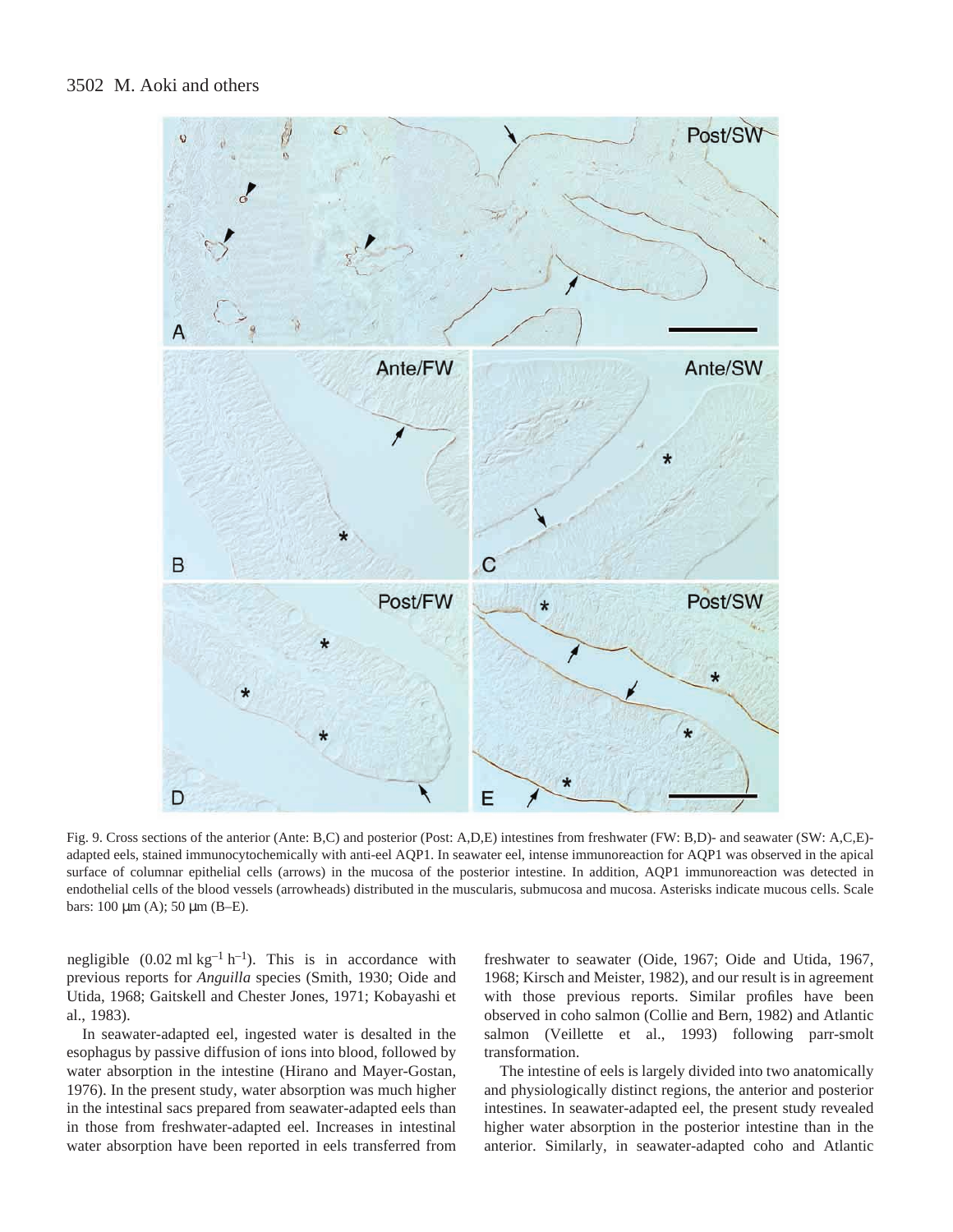Fig. 9. Cross sections of the anterior (Ante: B,C) and posterior (Post: A,D,E) intestines from freshwater (FW: B,D)- and seawater (SW: A,C,E)-adapted eels, stained immunocytochemically with anti-eel AQP1. In seawater eel, intense immunoreaction for AQP1 was observed in the apical surface of columnar epithelial cells (arrows) in the mucosa of the posterior intestine. In addition, AQP1 immunoreaction was detected in endothelial cells of the blood vessels (arrowheads) distributed in the muscularis, submucosa and mucosa. Asterisks indicate mucous cells. Scale bars: 100 μm (A); 50 μm (B–E).

negligible ($0.02\ \mathrm{ml\ kg^{-1}\ h^{-1}}$). This is in accordance with previous reports for *Anguilla* species (Smith, 1930; Oide and Utida, 1968; Gaitskell and Chester Jones, 1971; Kobayashi et al., 1983).

In seawater-adapted eel, ingested water is desalted in the esophagus by passive diffusion of ions into blood, followed by water absorption in the intestine (Hirano and Mayer-Gostan, 1976). In the present study, water absorption was much higher in the intestinal sacs prepared from seawater-adapted eels than in those from freshwater-adapted eel. Increases in intestinal water absorption have been reported in eels transferred from freshwater to seawater (Oide, 1967; Oide and Utida, 1967, 1968; Kirsch and Meister, 1982), and our result is in agreement with those previous reports. Similar profiles have been observed in coho salmon (Collie and Bern, 1982) and Atlantic salmon (Veillette et al., 1993) following parr-smolt transformation.

The intestine of eels is largely divided into two anatomically and physiologically distinct regions, the anterior and posterior intestines. In seawater-adapted eel, the present study revealed higher water absorption in the posterior intestine than in the anterior. Similarly, in seawater-adapted coho and Atlantic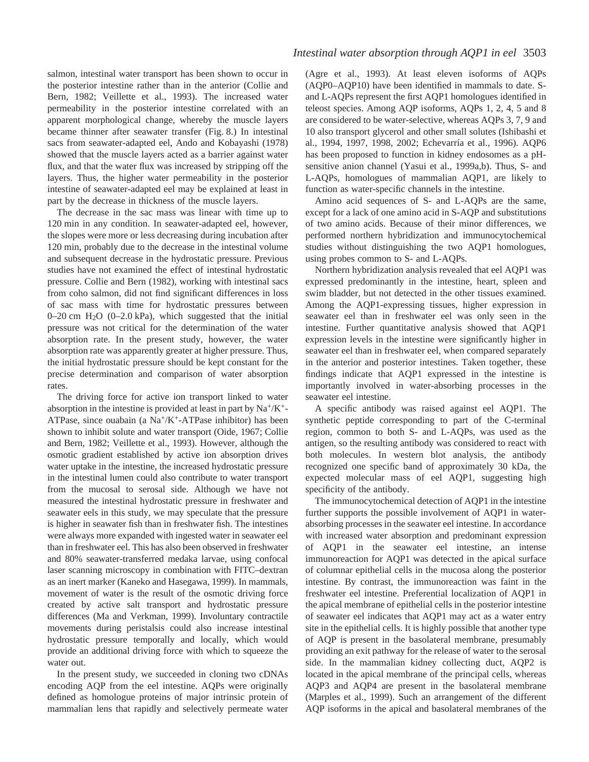salmon, intestinal water transport has been shown to occur in the posterior intestine rather than in the anterior (Collie and Bern, 1982; Veillette et al., 1993). The increased water permeability in the posterior intestine correlated with an apparent morphological change, whereby the muscle layers became thinner after seawater transfer (Fig. 8.) In intestinal sacs from seawater-adapted eel, Ando and Kobayashi (1978) showed that the muscle layers acted as a barrier against water flux, and that the water flux was increased by stripping off the layers. Thus, the higher water permeability in the posterior intestine of seawater-adapted eel may be explained at least in part by the decrease in thickness of the muscle layers.

The decrease in the sac mass was linear with time up to 120 min in any condition. In seawater-adapted eel, however, the slopes were more or less decreasing during incubation after 120 min, probably due to the decrease in the intestinal volume and subsequent decrease in the hydrostatic pressure. Previous studies have not examined the effect of intestinal hydrostatic pressure. Collie and Bern (1982), working with intestinal sacs from coho salmon, did not find significant differences in loss of sac mass with time for hydrostatic pressures between 0–20 cm $H_2O$ (0–2.0 kPa), which suggested that the initial pressure was not critical for the determination of the water absorption rate. In the present study, however, the water absorption rate was apparently greater at higher pressure. Thus, the initial hydrostatic pressure should be kept constant for the precise determination and comparison of water absorption rates.

The driving force for active ion transport linked to water absorption in the intestine is provided at least in part by $Na^+/K^+$-ATPase, since ouabain (a $Na^+/K^+$-ATPase inhibitor) has been shown to inhibit solute and water transport (Oide, 1967; Collie and Bern, 1982; Veillette et al., 1993). However, although the osmotic gradient established by active ion absorption drives water uptake in the intestine, the increased hydrostatic pressure in the intestinal lumen could also contribute to water transport from the mucosal to serosal side. Although we have not measured the intestinal hydrostatic pressure in freshwater and seawater eels in this study, we may speculate that the pressure is higher in seawater fish than in freshwater fish. The intestines were always more expanded with ingested water in seawater eel than in freshwater eel. This has also been observed in freshwater and 80% seawater-transferred medaka larvae, using confocal laser scanning microscopy in combination with FITC–dextran as an inert marker (Kaneko and Hasegawa, 1999). In mammals, movement of water is the result of the osmotic driving force created by active salt transport and hydrostatic pressure differences (Ma and Verkman, 1999). Involuntary contractile movements during peristalsis could also increase intestinal hydrostatic pressure temporally and locally, which would provide an additional driving force with which to squeeze the water out.

In the present study, we succeeded in cloning two cDNAs encoding AQP from the eel intestine. AQPs were originally defined as homologue proteins of major intrinsic protein of mammalian lens that rapidly and selectively permeate water (Agre et al., 1993). At least eleven isoforms of AQPs (AQP0–AQP10) have been identified in mammals to date. S- and L-AQPs represent the first AQP1 homologues identified in teleost species. Among AQP isoforms, AQPs 1, 2, 4, 5 and 8 are considered to be water-selective, whereas AQPs 3, 7, 9 and 10 also transport glycerol and other small solutes (Ishibashi et al., 1994, 1997, 1998, 2002; Echevarría et al., 1996). AQP6 has been proposed to function in kidney endosomes as a pH-sensitive anion channel (Yasui et al., 1999a,b). Thus, S- and L-AQPs, homologues of mammalian AQP1, are likely to function as water-specific channels in the intestine.

Amino acid sequences of S- and L-AQPs are the same, except for a lack of one amino acid in S-AQP and substitutions of two amino acids. Because of their minor differences, we performed northern hybridization and immunocytochemical studies without distinguishing the two AQP1 homologues, using probes common to S- and L-AQPs.

Northern hybridization analysis revealed that eel AQP1 was expressed predominantly in the intestine, heart, spleen and swim bladder, but not detected in the other tissues examined. Among the AQP1-expressing tissues, higher expression in seawater eel than in freshwater eel was only seen in the intestine. Further quantitative analysis showed that AQP1 expression levels in the intestine were significantly higher in seawater eel than in freshwater eel, when compared separately in the anterior and posterior intestines. Taken together, these findings indicate that AQP1 expressed in the intestine is importantly involved in water-absorbing processes in the seawater eel intestine.

A specific antibody was raised against eel AQP1. The synthetic peptide corresponding to part of the C-terminal region, common to both S- and L-AQPs, was used as the antigen, so the resulting antibody was considered to react with both molecules. In western blot analysis, the antibody recognized one specific band of approximately 30 kDa, the expected molecular mass of eel AQP1, suggesting high specificity of the antibody.

The immunocytochemical detection of AQP1 in the intestine further supports the possible involvement of AQP1 in water-absorbing processes in the seawater eel intestine. In accordance with increased water absorption and predominant expression of AQP1 in the seawater eel intestine, an intense immunoreaction for AQP1 was detected in the apical surface of columnar epithelial cells in the mucosa along the posterior intestine. By contrast, the immunoreaction was faint in the freshwater eel intestine. Preferential localization of AQP1 in the apical membrane of epithelial cells in the posterior intestine of seawater eel indicates that AQP1 may act as a water entry site in the epithelial cells. It is highly possible that another type of AQP is present in the basolateral membrane, presumably providing an exit pathway for the release of water to the serosal side. In the mammalian kidney collecting duct, AQP2 is located in the apical membrane of the principal cells, whereas AQP3 and AQP4 are present in the basolateral membrane (Marples et al., 1999). Such an arrangement of the different AQP isoforms in the apical and basolateral membranes of the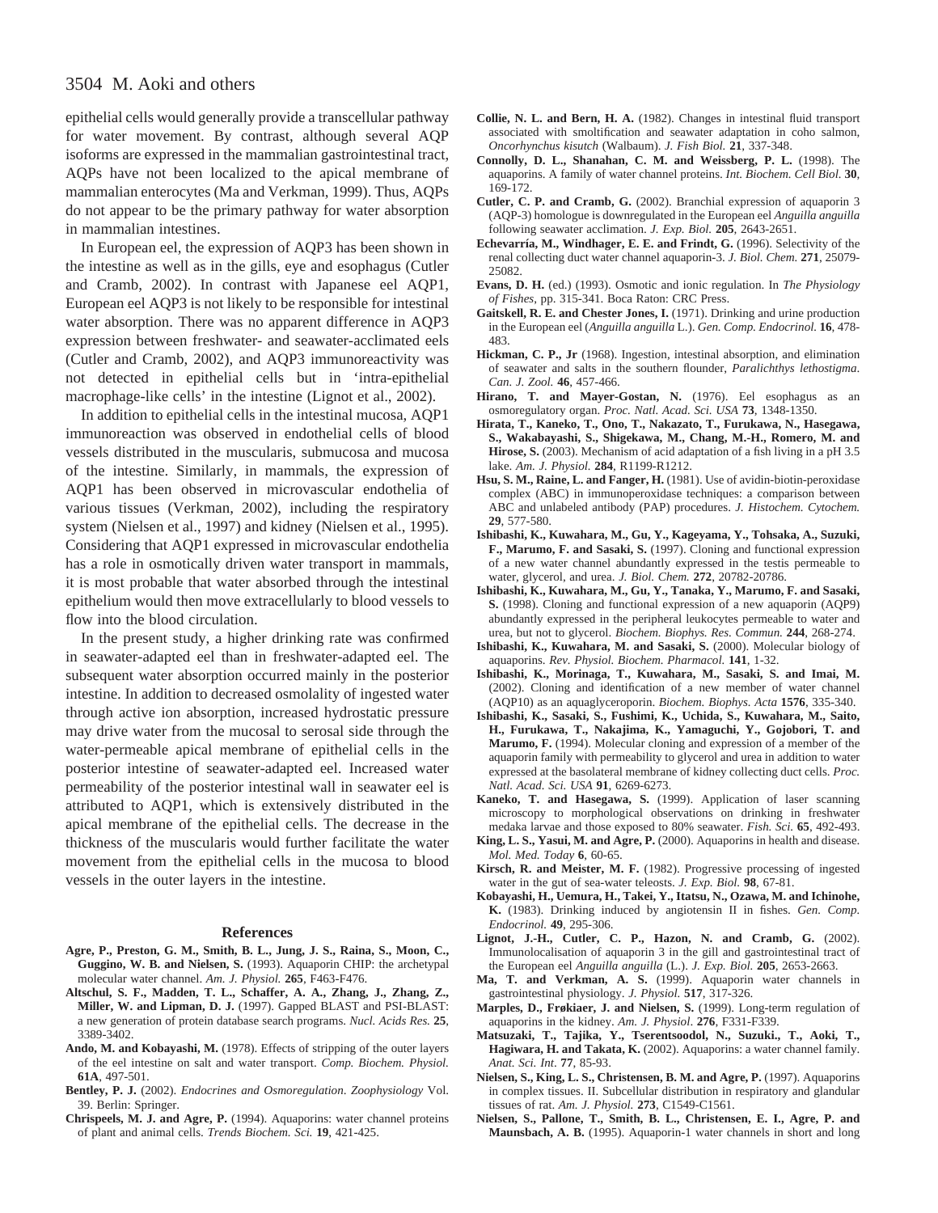epithelial cells would generally provide a transcellular pathway for water movement. By contrast, although several AQP isoforms are expressed in the mammalian gastrointestinal tract, AQPs have not been localized to the apical membrane of mammalian enterocytes (Ma and Verkman, 1999). Thus, AQPs do not appear to be the primary pathway for water absorption in mammalian intestines.

In European eel, the expression of AQP3 has been shown in the intestine as well as in the gills, eye and esophagus (Cutler and Cramb, 2002). In contrast with Japanese eel AQP1, European eel AQP3 is not likely to be responsible for intestinal water absorption. There was no apparent difference in AQP3 expression between freshwater- and seawater-acclimated eels (Cutler and Cramb, 2002), and AQP3 immunoreactivity was not detected in epithelial cells but in 'intra-epithelial macrophage-like cells' in the intestine (Lignot et al., 2002).

In addition to epithelial cells in the intestinal mucosa, AQP1 immunoreaction was observed in endothelial cells of blood vessels distributed in the muscularis, submucosa and mucosa of the intestine. Similarly, in mammals, the expression of AQP1 has been observed in microvascular endothelia of various tissues (Verkman, 2002), including the respiratory system (Nielsen et al., 1997) and kidney (Nielsen et al., 1995). Considering that AQP1 expressed in microvascular endothelia has a role in osmotically driven water transport in mammals, it is most probable that water absorbed through the intestinal epithelium would then move extracellularly to blood vessels to flow into the blood circulation.

In the present study, a higher drinking rate was confirmed in seawater-adapted eel than in freshwater-adapted eel. The subsequent water absorption occurred mainly in the posterior intestine. In addition to decreased osmolality of ingested water through active ion absorption, increased hydrostatic pressure may drive water from the mucosal to serosal side through the water-permeable apical membrane of epithelial cells in the posterior intestine of seawater-adapted eel. Increased water permeability of the posterior intestinal wall in seawater eel is attributed to AQP1, which is extensively distributed in the apical membrane of the epithelial cells. The decrease in the thickness of the muscularis would further facilitate the water movement from the epithelial cells in the mucosa to blood vessels in the outer layers in the intestine.

## References

**Agre, P., Preston, G. M., Smith, B. L., Jung, J. S., Raina, S., Moon, C., Guggino, W. B. and Nielsen, S.** (1993). Aquaporin CHIP: the archetypal molecular water channel. *Am. J. Physiol.* **265**, F463-F476.

**Altschul, S. F., Madden, T. L., Schaffer, A. A., Zhang, J., Zhang, Z., Miller, W. and Lipman, D. J.** (1997). Gapped BLAST and PSI-BLAST: a new generation of protein database search programs. *Nucl. Acids Res.* **25**, 3389-3402.

**Ando, M. and Kobayashi, M.** (1978). Effects of stripping of the outer layers of the eel intestine on salt and water transport. *Comp. Biochem. Physiol.* **61A**, 497-501.

**Bentley, P. J.** (2002). *Endocrines and Osmoregulation. Zoophysiology* Vol. 39. Berlin: Springer.

**Chrispeels, M. J. and Agre, P.** (1994). Aquaporins: water channel proteins of plant and animal cells. *Trends Biochem. Sci.* **19**, 421-425.

**Collie, N. L. and Bern, H. A.** (1982). Changes in intestinal fluid transport associated with smoltification and seawater adaptation in coho salmon, *Oncorhynchus kisutch* (Walbaum). *J. Fish Biol.* **21**, 337-348.

**Connolly, D. L., Shanahan, C. M. and Weissberg, P. L.** (1998). The aquaporins. A family of water channel proteins. *Int. Biochem. Cell Biol.* **30**, 169-172.

**Cutler, C. P. and Cramb, G.** (2002). Branchial expression of aquaporin 3 (AQP-3) homologue is downregulated in the European eel *Anguilla anguilla* following seawater acclimation. *J. Exp. Biol.* **205**, 2643-2651.

**Echevarría, M., Windhager, E. E. and Frindt, G.** (1996). Selectivity of the renal collecting duct water channel aquaporin-3. *J. Biol. Chem.* **271**, 25079-25082.

**Evans, D. H.** (ed.) (1993). Osmotic and ionic regulation. In *The Physiology of Fishes*, pp. 315-341. Boca Raton: CRC Press.

**Gaitskell, R. E. and Chester Jones, I.** (1971). Drinking and urine production in the European eel (*Anguilla anguilla* L.). *Gen. Comp. Endocrinol.* **16**, 478-483.

**Hickman, C. P., Jr** (1968). Ingestion, intestinal absorption, and elimination of seawater and salts in the southern flounder, *Paralichthys lethostigma*. *Can. J. Zool.* **46**, 457-466.

**Hirano, T. and Mayer-Gostan, N.** (1976). Eel esophagus as an osmoregulatory organ. *Proc. Natl. Acad. Sci. USA* **73**, 1348-1350.

**Hirata, T., Kaneko, T., Ono, T., Nakazato, T., Furukawa, N., Hasegawa, S., Wakabayashi, S., Shigekawa, M., Chang, M.-H., Romero, M. and Hirose, S.** (2003). Mechanism of acid adaptation of a fish living in a pH 3.5 lake. *Am. J. Physiol.* **284**, R1199-R1212.

**Hsu, S. M., Raine, L. and Fanger, H.** (1981). Use of avidin-biotin-peroxidase complex (ABC) in immunoperoxidase techniques: a comparison between ABC and unlabeled antibody (PAP) procedures. *J. Histochem. Cytochem.* **29**, 577-580.

**Ishibashi, K., Kuwahara, M., Gu, Y., Kageyama, Y., Tohsaka, A., Suzuki, F., Marumo, F. and Sasaki, S.** (1997). Cloning and functional expression of a new water channel abundantly expressed in the testis permeable to water, glycerol, and urea. *J. Biol. Chem.* **272**, 20782-20786.

**Ishibashi, K., Kuwahara, M., Gu, Y., Tanaka, Y., Marumo, F. and Sasaki, S.** (1998). Cloning and functional expression of a new aquaporin (AQP9) abundantly expressed in the peripheral leukocytes permeable to water and urea, but not to glycerol. *Biochem. Biophys. Res. Commun.* **244**, 268-274.

**Ishibashi, K., Kuwahara, M. and Sasaki, S.** (2000). Molecular biology of aquaporins. *Rev. Physiol. Biochem. Pharmacol.* **141**, 1-32.

**Ishibashi, K., Morinaga, T., Kuwahara, M., Sasaki, S. and Imai, M.** (2002). Cloning and identification of a new member of water channel (AQP10) as an aquaglyceroporin. *Biochem. Biophys. Acta* **1576**, 335-340.

**Ishibashi, K., Sasaki, S., Fushimi, K., Uchida, S., Kuwahara, M., Saito, H., Furukawa, T., Nakajima, K., Yamaguchi, Y., Gojobori, T. and Marumo, F.** (1994). Molecular cloning and expression of a member of the aquaporin family with permeability to glycerol and urea in addition to water expressed at the basolateral membrane of kidney collecting duct cells. *Proc. Natl. Acad. Sci. USA* **91**, 6269-6273.

**Kaneko, T. and Hasegawa, S.** (1999). Application of laser scanning microscopy to morphological observations on drinking in freshwater medaka larvae and those exposed to 80% seawater. *Fish. Sci.* **65**, 492-493.

**King, L. S., Yasui, M. and Agre, P.** (2000). Aquaporins in health and disease. *Mol. Med. Today* **6**, 60-65.

**Kirsch, R. and Meister, M. F.** (1982). Progressive processing of ingested water in the gut of sea-water teleosts. *J. Exp. Biol.* **98**, 67-81.

**Kobayashi, H., Uemura, H., Takei, Y., Itatsu, N., Ozawa, M. and Ichinohe, K.** (1983). Drinking induced by angiotensin II in fishes. *Gen. Comp. Endocrinol.* **49**, 295-306.

**Lignot, J.-H., Cutler, C. P., Hazon, N. and Cramb, G.** (2002). Immunolocalisation of aquaporin 3 in the gill and gastrointestinal tract of the European eel *Anguilla anguilla* (L.). *J. Exp. Biol.* **205**, 2653-2663.

**Ma, T. and Verkman, A. S.** (1999). Aquaporin water channels in gastrointestinal physiology. *J. Physiol.* **517**, 317-326.

**Marples, D., Frøkiaer, J. and Nielsen, S.** (1999). Long-term regulation of aquaporins in the kidney. *Am. J. Physiol.* **276**, F331-F339.

**Matsuzaki, T., Tajika, Y., Tserentsoodol, N., Suzuki., T., Aoki, T., Hagiwara, H. and Takata, K.** (2002). Aquaporins: a water channel family. *Anat. Sci. Int.* **77**, 85-93.

**Nielsen, S., King, L. S., Christensen, B. M. and Agre, P.** (1997). Aquaporins in complex tissues. II. Subcellular distribution in respiratory and glandular tissues of rat. *Am. J. Physiol.* **273**, C1549-C1561.

**Nielsen, S., Pallone, T., Smith, B. L., Christensen, E. I., Agre, P. and Maunsbach, A. B.** (1995). Aquaporin-1 water channels in short and long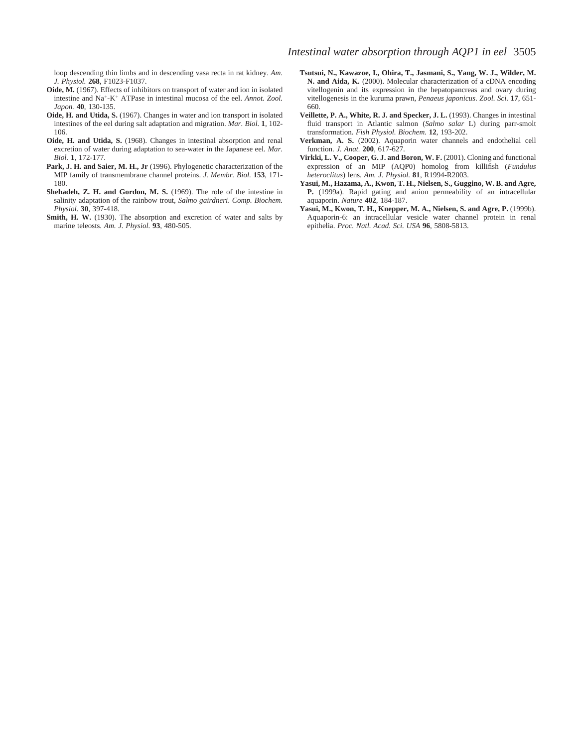loop descending thin limbs and in descending vasa recta in rat kidney. *Am. J. Physiol.* **268**, F1023-F1037.

**Oide, M.** (1967). Effects of inhibitors on transport of water and ion in isolated intestine and $Na^+$-$K^+$ ATPase in intestinal mucosa of the eel. *Annot. Zool. Japon.* **40**, 130-135.

**Oide, H. and Utida, S.** (1967). Changes in water and ion transport in isolated intestines of the eel during salt adaptation and migration. *Mar. Biol.* **1**, 102-106.

**Oide, H. and Utida, S.** (1968). Changes in intestinal absorption and renal excretion of water during adaptation to sea-water in the Japanese eel. *Mar. Biol.* **1**, 172-177.

**Park, J. H. and Saier, M. H., Jr** (1996). Phylogenetic characterization of the MIP family of transmembrane channel proteins. *J. Membr. Biol.* **153**, 171-180.

**Shehadeh, Z. H. and Gordon, M. S.** (1969). The role of the intestine in salinity adaptation of the rainbow trout, *Salmo gairdneri*. *Comp. Biochem. Physiol.* **30**, 397-418.

**Smith, H. W.** (1930). The absorption and excretion of water and salts by marine teleosts. *Am. J. Physiol.* **93**, 480-505.

**Tsutsui, N., Kawazoe, I., Ohira, T., Jasmani, S., Yang, W. J., Wilder, M. N. and Aida, K.** (2000). Molecular characterization of a cDNA encoding vitellogenin and its expression in the hepatopancreas and ovary during vitellogenesis in the kuruma prawn, *Penaeus japonicus*. *Zool. Sci.* **17**, 651-660.

**Veillette, P. A., White, R. J. and Specker, J. L.** (1993). Changes in intestinal fluid transport in Atlantic salmon (*Salmo salar* L) during parr-smolt transformation. *Fish Physiol. Biochem.* **12**, 193-202.

**Verkman, A. S.** (2002). Aquaporin water channels and endothelial cell function. *J. Anat.* **200**, 617-627.

**Virkki, L. V., Cooper, G. J. and Boron, W. F.** (2001). Cloning and functional expression of an MIP (AQP0) homolog from killifish (*Fundulus heteroclitus*) lens. *Am. J. Physiol.* **81**, R1994-R2003.

**Yasui, M., Hazama, A., Kwon, T. H., Nielsen, S., Guggino, W. B. and Agre, P.** (1999a). Rapid gating and anion permeability of an intracellular aquaporin. *Nature* **402**, 184-187.

**Yasui, M., Kwon, T. H., Knepper, M. A., Nielsen, S. and Agre, P.** (1999b). Aquaporin-6: an intracellular vesicle water channel protein in renal epithelia. *Proc. Natl. Acad. Sci. USA* **96**, 5808-5813.